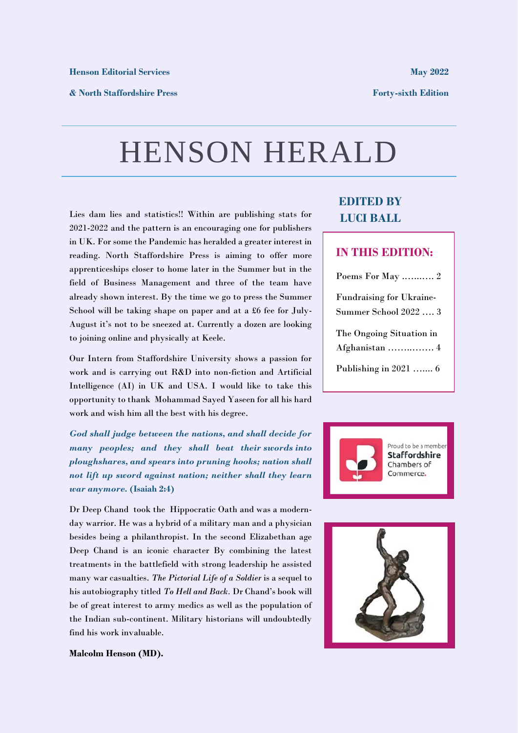**Henson Editorial Services**

**& North Staffordshire Press**

**May 2022**

**Forty-sixth Edition**

# HENSON HERALD

**EDITED BY LUCI BALL**

## IN THIS EDITION:

- Poems For May ……..…. 2
- Fundraising for Ukraine- Summer School 2022 …. 3
- The Ongoing Situation in Afghanistan ……..……. 4
- Publishing in 2021 ……. 6

Proud to be a member
**Staffordshire**
Chambers of
Commerce.

Lies dam lies and statistics!! Within are publishing stats for 2021-2022 and the pattern is an encouraging one for publishers in UK. For some the Pandemic has heralded a greater interest in reading. North Staffordshire Press is aiming to offer more apprenticeships closer to home later in the Summer but in the field of Business Management and three of the team have already shown interest. By the time we go to press the Summer School will be taking shape on paper and at a £6 fee for July-August it's not to be sneezed at. Currently a dozen are looking to joining online and physically at Keele.

Our Intern from Staffordshire University shows a passion for work and is carrying out R&D into non-fiction and Artificial Intelligence (AI) in UK and USA. I would like to take this opportunity to thank Mohammad Sayed Yaseen for all his hard work and wish him all the best with his degree.

***God shall judge between the nations, and shall decide for many peoples; and they shall beat their swords into ploughshares, and spears into pruning hooks; nation shall not lift up sword against nation; neither shall they learn war anymore.*** **(Isaiah 2:4)**

Dr Deep Chand took the Hippocratic Oath and was a modern-day warrior. He was a hybrid of a military man and a physician besides being a philanthropist. In the second Elizabethan age Deep Chand is an iconic character By combining the latest treatments in the battlefield with strong leadership he assisted many war casualties. *The Pictorial Life of a Soldier* is a sequel to his autobiography titled *To Hell and Back*. Dr Chand's book will be of great interest to army medics as well as the population of the Indian sub-continent. Military historians will undoubtedly find his work invaluable.

**Malcolm Henson (MD).**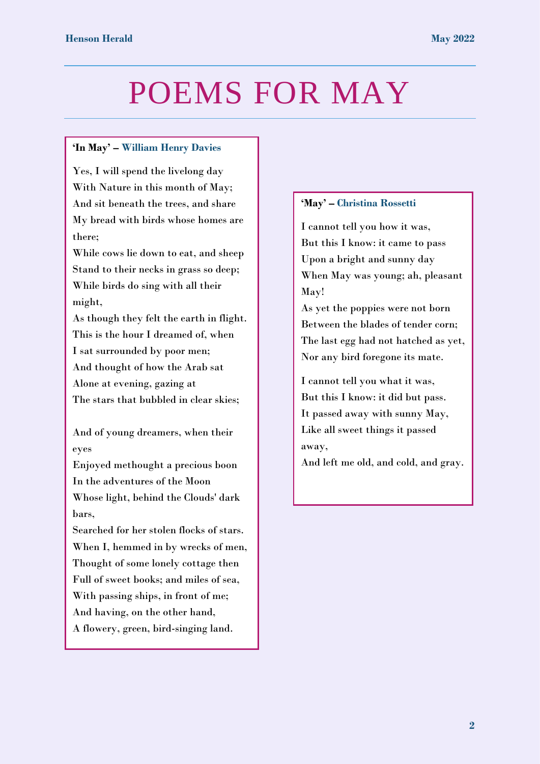# POEMS FOR MAY

**'In May' – William Henry Davies**

Yes, I will spend the livelong day
With Nature in this month of May;
And sit beneath the trees, and share
My bread with birds whose homes are there;
While cows lie down to eat, and sheep
Stand to their necks in grass so deep;
While birds do sing with all their might,
As though they felt the earth in flight.
This is the hour I dreamed of, when
I sat surrounded by poor men;
And thought of how the Arab sat
Alone at evening, gazing at
The stars that bubbled in clear skies;

And of young dreamers, when their eyes
Enjoyed methought a precious boon
In the adventures of the Moon
Whose light, behind the Clouds' dark bars,
Searched for her stolen flocks of stars.
When I, hemmed in by wrecks of men,
Thought of some lonely cottage then
Full of sweet books; and miles of sea,
With passing ships, in front of me;
And having, on the other hand,
A flowery, green, bird-singing land.

**'May' – Christina Rossetti**

I cannot tell you how it was,
But this I know: it came to pass
Upon a bright and sunny day
When May was young; ah, pleasant May!
As yet the poppies were not born
Between the blades of tender corn;
The last egg had not hatched as yet,
Nor any bird foregone its mate.

I cannot tell you what it was,
But this I know: it did but pass.
It passed away with sunny May,
Like all sweet things it passed away,
And left me old, and cold, and gray.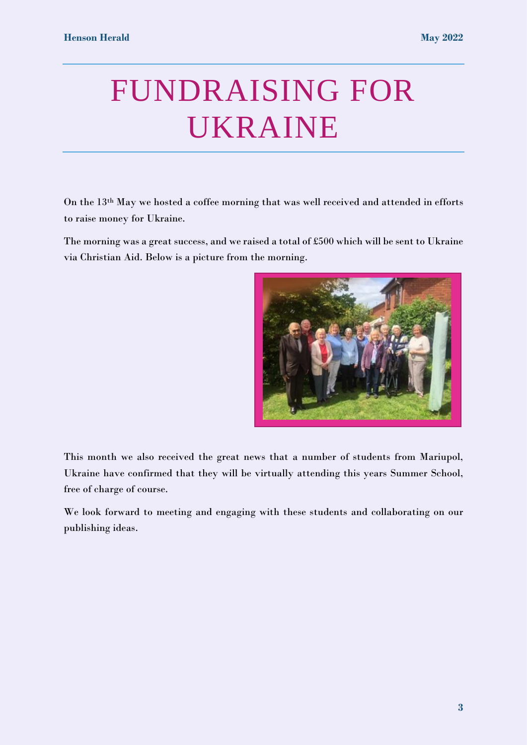# FUNDRAISING FOR UKRAINE

On the 13th May we hosted a coffee morning that was well received and attended in efforts to raise money for Ukraine.

The morning was a great success, and we raised a total of £500 which will be sent to Ukraine via Christian Aid. Below is a picture from the morning.

This month we also received the great news that a number of students from Mariupol, Ukraine have confirmed that they will be virtually attending this years Summer School, free of charge of course.

We look forward to meeting and engaging with these students and collaborating on our publishing ideas.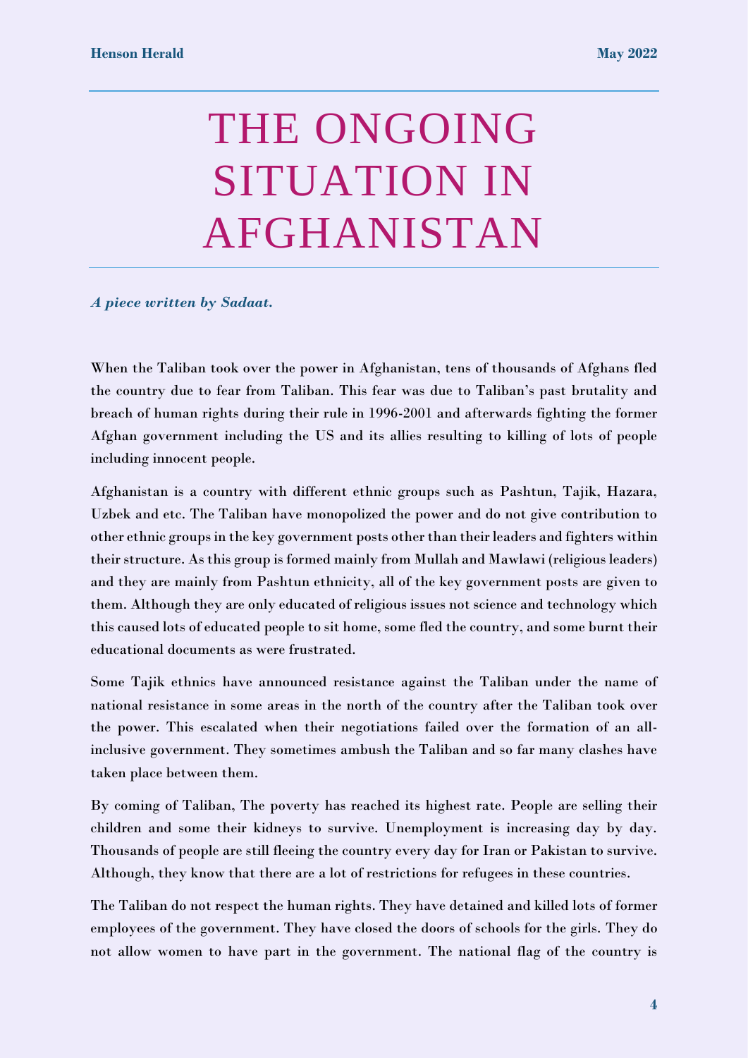# THE ONGOING SITUATION IN AFGHANISTAN

***A piece written by Sadaat.***

When the Taliban took over the power in Afghanistan, tens of thousands of Afghans fled the country due to fear from Taliban. This fear was due to Taliban's past brutality and breach of human rights during their rule in 1996-2001 and afterwards fighting the former Afghan government including the US and its allies resulting to killing of lots of people including innocent people.

Afghanistan is a country with different ethnic groups such as Pashtun, Tajik, Hazara, Uzbek and etc. The Taliban have monopolized the power and do not give contribution to other ethnic groups in the key government posts other than their leaders and fighters within their structure. As this group is formed mainly from Mullah and Mawlawi (religious leaders) and they are mainly from Pashtun ethnicity, all of the key government posts are given to them. Although they are only educated of religious issues not science and technology which this caused lots of educated people to sit home, some fled the country, and some burnt their educational documents as were frustrated.

Some Tajik ethnics have announced resistance against the Taliban under the name of national resistance in some areas in the north of the country after the Taliban took over the power. This escalated when their negotiations failed over the formation of an all-inclusive government. They sometimes ambush the Taliban and so far many clashes have taken place between them.

By coming of Taliban, The poverty has reached its highest rate. People are selling their children and some their kidneys to survive. Unemployment is increasing day by day. Thousands of people are still fleeing the country every day for Iran or Pakistan to survive. Although, they know that there are a lot of restrictions for refugees in these countries.

The Taliban do not respect the human rights. They have detained and killed lots of former employees of the government. They have closed the doors of schools for the girls. They do not allow women to have part in the government. The national flag of the country is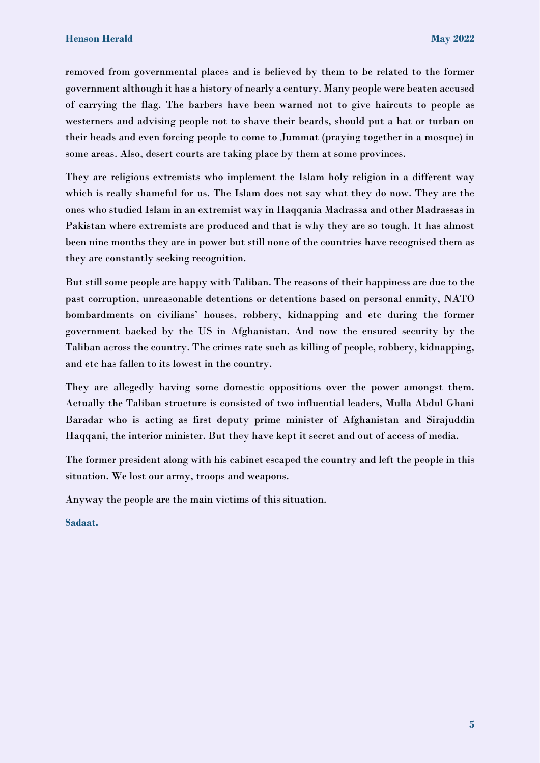removed from governmental places and is believed by them to be related to the former government although it has a history of nearly a century. Many people were beaten accused of carrying the flag. The barbers have been warned not to give haircuts to people as westerners and advising people not to shave their beards, should put a hat or turban on their heads and even forcing people to come to Jummat (praying together in a mosque) in some areas. Also, desert courts are taking place by them at some provinces.

They are religious extremists who implement the Islam holy religion in a different way which is really shameful for us. The Islam does not say what they do now. They are the ones who studied Islam in an extremist way in Haqqania Madrassa and other Madrassas in Pakistan where extremists are produced and that is why they are so tough. It has almost been nine months they are in power but still none of the countries have recognised them as they are constantly seeking recognition.

But still some people are happy with Taliban. The reasons of their happiness are due to the past corruption, unreasonable detentions or detentions based on personal enmity, NATO bombardments on civilians' houses, robbery, kidnapping and etc during the former government backed by the US in Afghanistan. And now the ensured security by the Taliban across the country. The crimes rate such as killing of people, robbery, kidnapping, and etc has fallen to its lowest in the country.

They are allegedly having some domestic oppositions over the power amongst them. Actually the Taliban structure is consisted of two influential leaders, Mulla Abdul Ghani Baradar who is acting as first deputy prime minister of Afghanistan and Sirajuddin Haqqani, the interior minister. But they have kept it secret and out of access of media.

The former president along with his cabinet escaped the country and left the people in this situation. We lost our army, troops and weapons.

Anyway the people are the main victims of this situation.

**Sadaat.**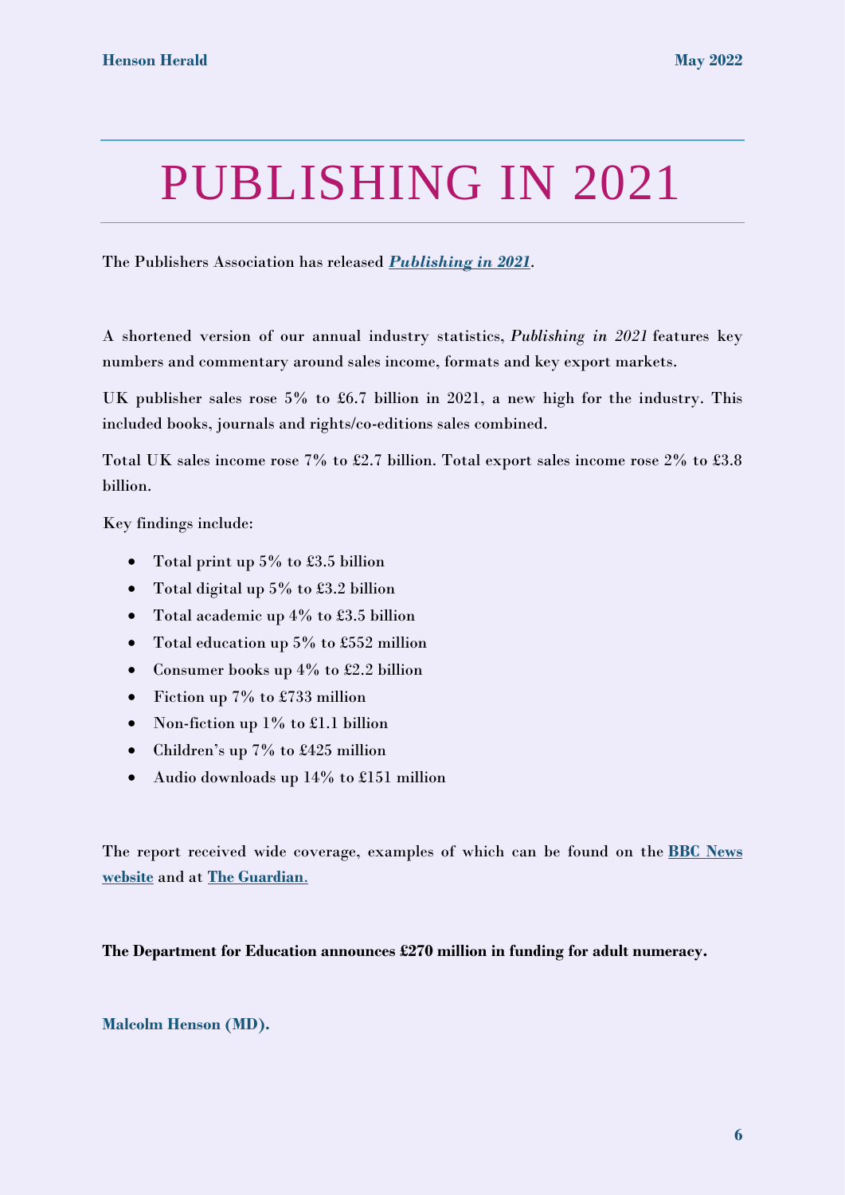# PUBLISHING IN 2021

The Publishers Association has released ***Publishing in 2021***.

A shortened version of our annual industry statistics, *Publishing in 2021* features key numbers and commentary around sales income, formats and key export markets.

UK publisher sales rose 5% to £6.7 billion in 2021, a new high for the industry. This included books, journals and rights/co-editions sales combined.

Total UK sales income rose 7% to £2.7 billion. Total export sales income rose 2% to £3.8 billion.

Key findings include:

- Total print up 5% to £3.5 billion
- Total digital up 5% to £3.2 billion
- Total academic up 4% to £3.5 billion
- Total education up 5% to £552 million
- Consumer books up 4% to £2.2 billion
- Fiction up 7% to £733 million
- Non-fiction up 1% to £1.1 billion
- Children's up 7% to £425 million
- Audio downloads up 14% to £151 million

The report received wide coverage, examples of which can be found on the **BBC News website** and at **The Guardian**.

**The Department for Education announces £270 million in funding for adult numeracy.**

**Malcolm Henson (MD).**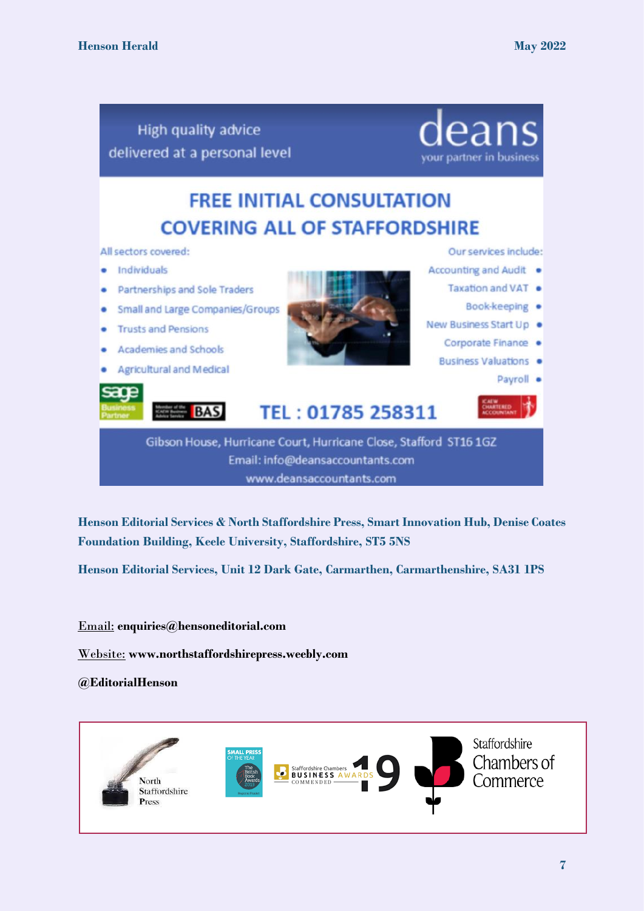High quality advice delivered at a personal level

**deans**
your partner in business

## FREE INITIAL CONSULTATION
## COVERING ALL OF STAFFORDSHIRE

All sectors covered:

- Individuals
- Partnerships and Sole Traders
- Small and Large Companies/Groups
- Trusts and Pensions
- Academies and Schools
- Agricultural and Medical

Our services include:

- Accounting and Audit
- Taxation and VAT
- Book-keeping
- New Business Start Up
- Corporate Finance
- Business Valuations
- Payroll

sage Business Partner

Member of the ICAEW Business Advice Service BAS

**TEL : 01785 258311**

ICAEW CHARTERED ACCOUNTANT

Gibson House, Hurricane Court, Hurricane Close, Stafford ST16 1GZ
Email: info@deansaccountants.com
www.deansaccountants.com

**Henson Editorial Services & North Staffordshire Press, Smart Innovation Hub, Denise Coates Foundation Building, Keele University, Staffordshire, ST5 5NS**

**Henson Editorial Services, Unit 12 Dark Gate, Carmarthen, Carmarthenshire, SA31 1PS**

Email: **enquiries@hensoneditorial.com**

Website: **www.northstaffordshirepress.weebly.com**

**@EditorialHenson**

North Staffordshire Press

SMALL PRESS OF THE YEAR The British Book Awards 2019 Regional Finalist

Staffordshire Chambers BUSINESS AWARDS COMMENDED 19

Staffordshire Chambers of Commerce